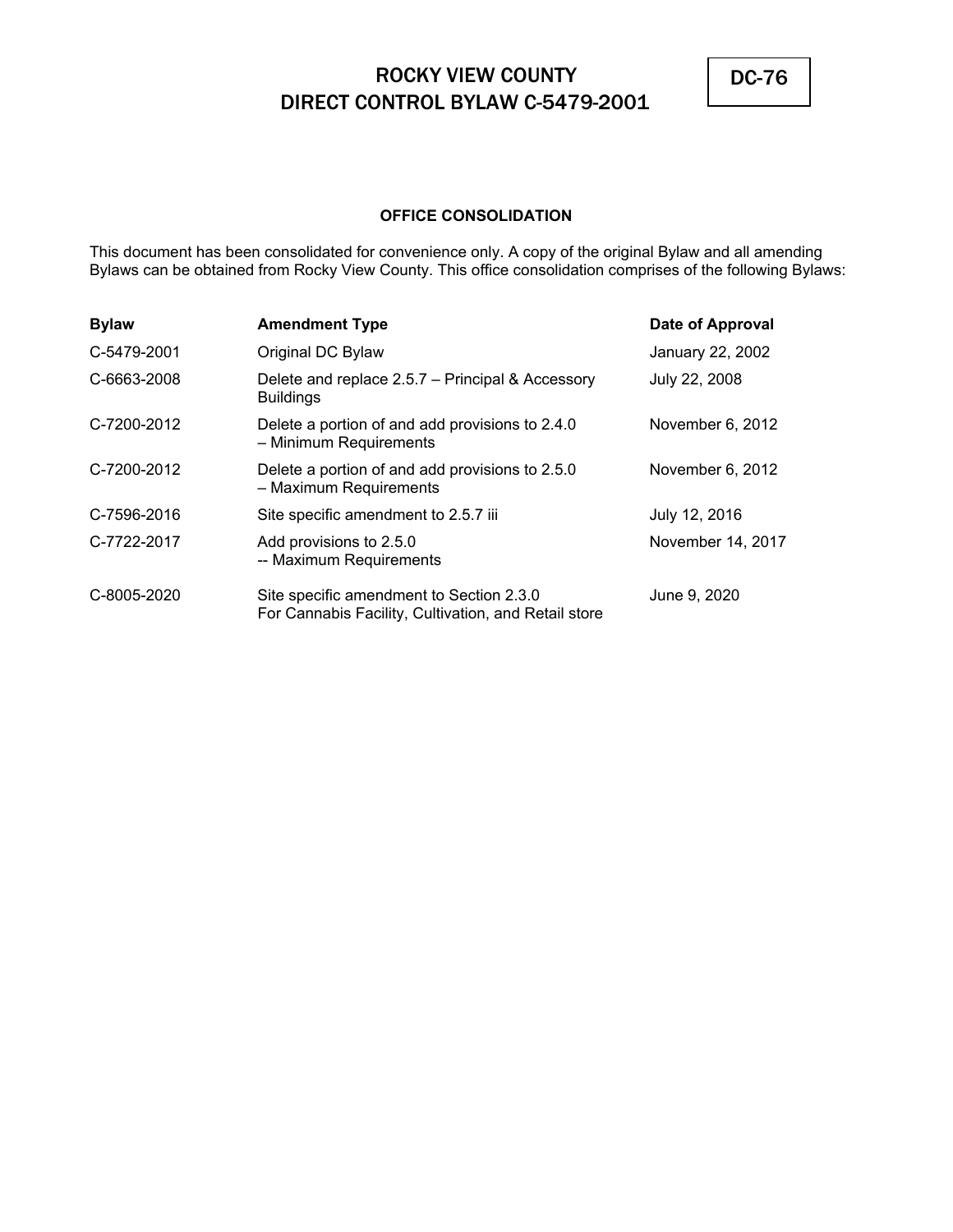# ROCKY VIEW COUNTY
# DIRECT CONTROL BYLAW C-5479-2001

DC-76

**OFFICE CONSOLIDATION**

This document has been consolidated for convenience only. A copy of the original Bylaw and all amending Bylaws can be obtained from Rocky View County. This office consolidation comprises of the following Bylaws:

| Bylaw | Amendment Type | Date of Approval |
|---|---|---|
| C-5479-2001 | Original DC Bylaw | January 22, 2002 |
| C-6663-2008 | Delete and replace 2.5.7 – Principal & Accessory Buildings | July 22, 2008 |
| C-7200-2012 | Delete a portion of and add provisions to 2.4.0 – Minimum Requirements | November 6, 2012 |
| C-7200-2012 | Delete a portion of and add provisions to 2.5.0 – Maximum Requirements | November 6, 2012 |
| C-7596-2016 | Site specific amendment to 2.5.7 iii | July 12, 2016 |
| C-7722-2017 | Add provisions to 2.5.0 -- Maximum Requirements | November 14, 2017 |
| C-8005-2020 | Site specific amendment to Section 2.3.0 For Cannabis Facility, Cultivation, and Retail store | June 9, 2020 |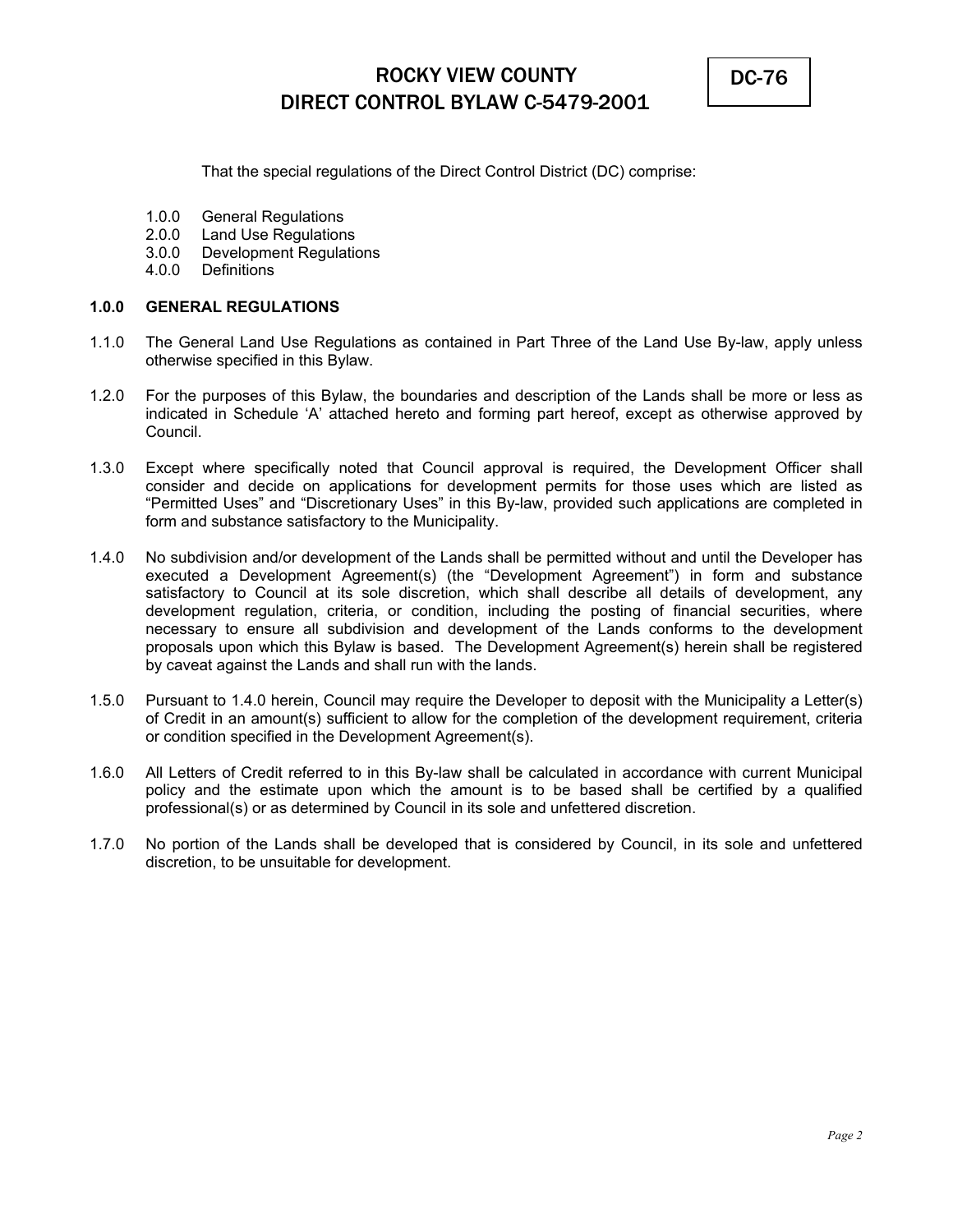# ROCKY VIEW COUNTY DIRECT CONTROL BYLAW C-5479-2001

DC-76

That the special regulations of the Direct Control District (DC) comprise:

1.0.0 General Regulations
2.0.0 Land Use Regulations
3.0.0 Development Regulations
4.0.0 Definitions

**1.0.0 GENERAL REGULATIONS**

1.1.0 The General Land Use Regulations as contained in Part Three of the Land Use By-law, apply unless otherwise specified in this Bylaw.

1.2.0 For the purposes of this Bylaw, the boundaries and description of the Lands shall be more or less as indicated in Schedule 'A' attached hereto and forming part hereof, except as otherwise approved by Council.

1.3.0 Except where specifically noted that Council approval is required, the Development Officer shall consider and decide on applications for development permits for those uses which are listed as "Permitted Uses" and "Discretionary Uses" in this By-law, provided such applications are completed in form and substance satisfactory to the Municipality.

1.4.0 No subdivision and/or development of the Lands shall be permitted without and until the Developer has executed a Development Agreement(s) (the "Development Agreement") in form and substance satisfactory to Council at its sole discretion, which shall describe all details of development, any development regulation, criteria, or condition, including the posting of financial securities, where necessary to ensure all subdivision and development of the Lands conforms to the development proposals upon which this Bylaw is based. The Development Agreement(s) herein shall be registered by caveat against the Lands and shall run with the lands.

1.5.0 Pursuant to 1.4.0 herein, Council may require the Developer to deposit with the Municipality a Letter(s) of Credit in an amount(s) sufficient to allow for the completion of the development requirement, criteria or condition specified in the Development Agreement(s).

1.6.0 All Letters of Credit referred to in this By-law shall be calculated in accordance with current Municipal policy and the estimate upon which the amount is to be based shall be certified by a qualified professional(s) or as determined by Council in its sole and unfettered discretion.

1.7.0 No portion of the Lands shall be developed that is considered by Council, in its sole and unfettered discretion, to be unsuitable for development.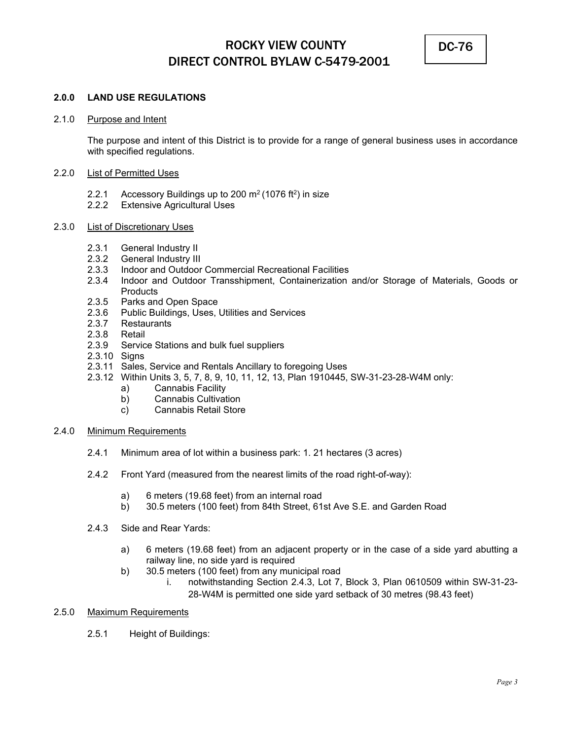## 2.0.0 LAND USE REGULATIONS

2.1.0 Purpose and Intent

The purpose and intent of this District is to provide for a range of general business uses in accordance with specified regulations.

2.2.0 List of Permitted Uses

- 2.2.1 Accessory Buildings up to 200 $m^2$ (1076 $ft^2$) in size
- 2.2.2 Extensive Agricultural Uses

2.3.0 List of Discretionary Uses

- 2.3.1 General Industry II
- 2.3.2 General Industry III
- 2.3.3 Indoor and Outdoor Commercial Recreational Facilities
- 2.3.4 Indoor and Outdoor Transshipment, Containerization and/or Storage of Materials, Goods or Products
- 2.3.5 Parks and Open Space
- 2.3.6 Public Buildings, Uses, Utilities and Services
- 2.3.7 Restaurants
- 2.3.8 Retail
- 2.3.9 Service Stations and bulk fuel suppliers
- 2.3.10 Signs
- 2.3.11 Sales, Service and Rentals Ancillary to foregoing Uses
- 2.3.12 Within Units 3, 5, 7, 8, 9, 10, 11, 12, 13, Plan 1910445, SW-31-23-28-W4M only:
  - a) Cannabis Facility
  - b) Cannabis Cultivation
  - c) Cannabis Retail Store

2.4.0 Minimum Requirements

2.4.1 Minimum area of lot within a business park: 1. 21 hectares (3 acres)

2.4.2 Front Yard (measured from the nearest limits of the road right-of-way):

- a) 6 meters (19.68 feet) from an internal road
- b) 30.5 meters (100 feet) from 84th Street, 61st Ave S.E. and Garden Road

2.4.3 Side and Rear Yards:

- a) 6 meters (19.68 feet) from an adjacent property or in the case of a side yard abutting a railway line, no side yard is required
- b) 30.5 meters (100 feet) from any municipal road
  - i. notwithstanding Section 2.4.3, Lot 7, Block 3, Plan 0610509 within SW-31-23-28-W4M is permitted one side yard setback of 30 metres (98.43 feet)

2.5.0 Maximum Requirements

2.5.1 Height of Buildings: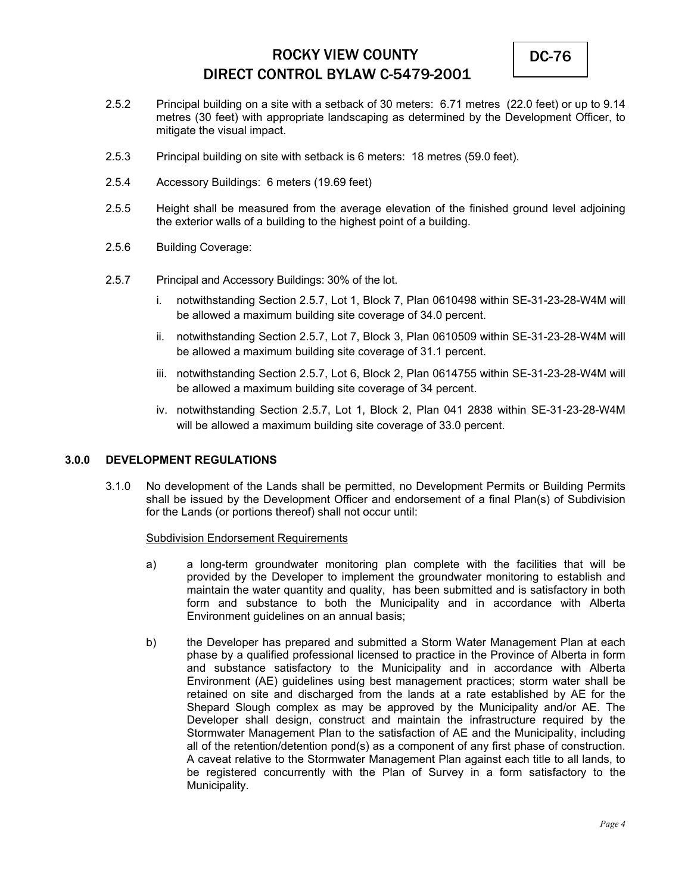2.5.2 Principal building on a site with a setback of 30 meters: 6.71 metres (22.0 feet) or up to 9.14 metres (30 feet) with appropriate landscaping as determined by the Development Officer, to mitigate the visual impact.

2.5.3 Principal building on site with setback is 6 meters: 18 metres (59.0 feet).

2.5.4 Accessory Buildings: 6 meters (19.69 feet)

2.5.5 Height shall be measured from the average elevation of the finished ground level adjoining the exterior walls of a building to the highest point of a building.

2.5.6 Building Coverage:

2.5.7 Principal and Accessory Buildings: 30% of the lot.

i. notwithstanding Section 2.5.7, Lot 1, Block 7, Plan 0610498 within SE-31-23-28-W4M will be allowed a maximum building site coverage of 34.0 percent.

ii. notwithstanding Section 2.5.7, Lot 7, Block 3, Plan 0610509 within SE-31-23-28-W4M will be allowed a maximum building site coverage of 31.1 percent.

iii. notwithstanding Section 2.5.7, Lot 6, Block 2, Plan 0614755 within SE-31-23-28-W4M will be allowed a maximum building site coverage of 34 percent.

iv. notwithstanding Section 2.5.7, Lot 1, Block 2, Plan 041 2838 within SE-31-23-28-W4M will be allowed a maximum building site coverage of 33.0 percent.

## 3.0.0 DEVELOPMENT REGULATIONS

3.1.0 No development of the Lands shall be permitted, no Development Permits or Building Permits shall be issued by the Development Officer and endorsement of a final Plan(s) of Subdivision for the Lands (or portions thereof) shall not occur until:

<u>Subdivision Endorsement Requirements</u>

a) a long-term groundwater monitoring plan complete with the facilities that will be provided by the Developer to implement the groundwater monitoring to establish and maintain the water quantity and quality, has been submitted and is satisfactory in both form and substance to both the Municipality and in accordance with Alberta Environment guidelines on an annual basis;

b) the Developer has prepared and submitted a Storm Water Management Plan at each phase by a qualified professional licensed to practice in the Province of Alberta in form and substance satisfactory to the Municipality and in accordance with Alberta Environment (AE) guidelines using best management practices; storm water shall be retained on site and discharged from the lands at a rate established by AE for the Shepard Slough complex as may be approved by the Municipality and/or AE. The Developer shall design, construct and maintain the infrastructure required by the Stormwater Management Plan to the satisfaction of AE and the Municipality, including all of the retention/detention pond(s) as a component of any first phase of construction. A caveat relative to the Stormwater Management Plan against each title to all lands, to be registered concurrently with the Plan of Survey in a form satisfactory to the Municipality.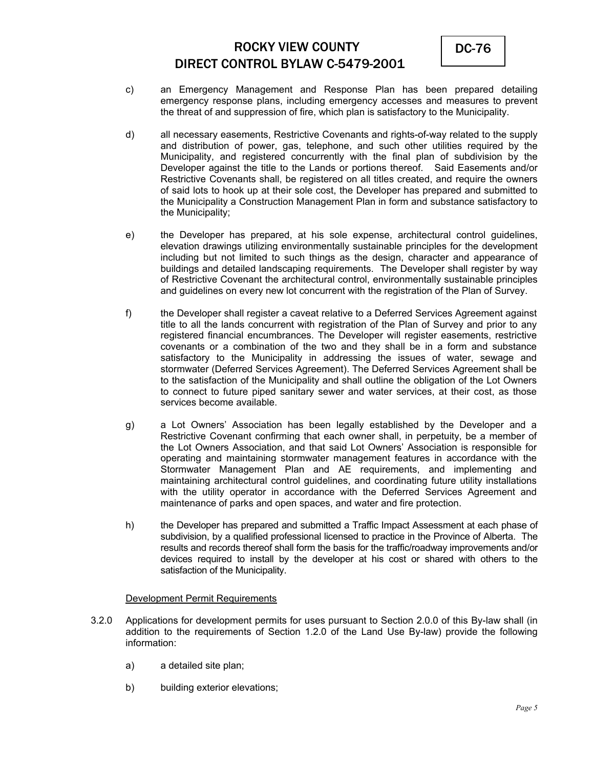c) an Emergency Management and Response Plan has been prepared detailing emergency response plans, including emergency accesses and measures to prevent the threat of and suppression of fire, which plan is satisfactory to the Municipality.

d) all necessary easements, Restrictive Covenants and rights-of-way related to the supply and distribution of power, gas, telephone, and such other utilities required by the Municipality, and registered concurrently with the final plan of subdivision by the Developer against the title to the Lands or portions thereof. Said Easements and/or Restrictive Covenants shall, be registered on all titles created, and require the owners of said lots to hook up at their sole cost, the Developer has prepared and submitted to the Municipality a Construction Management Plan in form and substance satisfactory to the Municipality;

e) the Developer has prepared, at his sole expense, architectural control guidelines, elevation drawings utilizing environmentally sustainable principles for the development including but not limited to such things as the design, character and appearance of buildings and detailed landscaping requirements. The Developer shall register by way of Restrictive Covenant the architectural control, environmentally sustainable principles and guidelines on every new lot concurrent with the registration of the Plan of Survey.

f) the Developer shall register a caveat relative to a Deferred Services Agreement against title to all the lands concurrent with registration of the Plan of Survey and prior to any registered financial encumbrances. The Developer will register easements, restrictive covenants or a combination of the two and they shall be in a form and substance satisfactory to the Municipality in addressing the issues of water, sewage and stormwater (Deferred Services Agreement). The Deferred Services Agreement shall be to the satisfaction of the Municipality and shall outline the obligation of the Lot Owners to connect to future piped sanitary sewer and water services, at their cost, as those services become available.

g) a Lot Owners' Association has been legally established by the Developer and a Restrictive Covenant confirming that each owner shall, in perpetuity, be a member of the Lot Owners Association, and that said Lot Owners' Association is responsible for operating and maintaining stormwater management features in accordance with the Stormwater Management Plan and AE requirements, and implementing and maintaining architectural control guidelines, and coordinating future utility installations with the utility operator in accordance with the Deferred Services Agreement and maintenance of parks and open spaces, and water and fire protection.

h) the Developer has prepared and submitted a Traffic Impact Assessment at each phase of subdivision, by a qualified professional licensed to practice in the Province of Alberta. The results and records thereof shall form the basis for the traffic/roadway improvements and/or devices required to install by the developer at his cost or shared with others to the satisfaction of the Municipality.

Development Permit Requirements

3.2.0 Applications for development permits for uses pursuant to Section 2.0.0 of this By-law shall (in addition to the requirements of Section 1.2.0 of the Land Use By-law) provide the following information:

a) a detailed site plan;

b) building exterior elevations;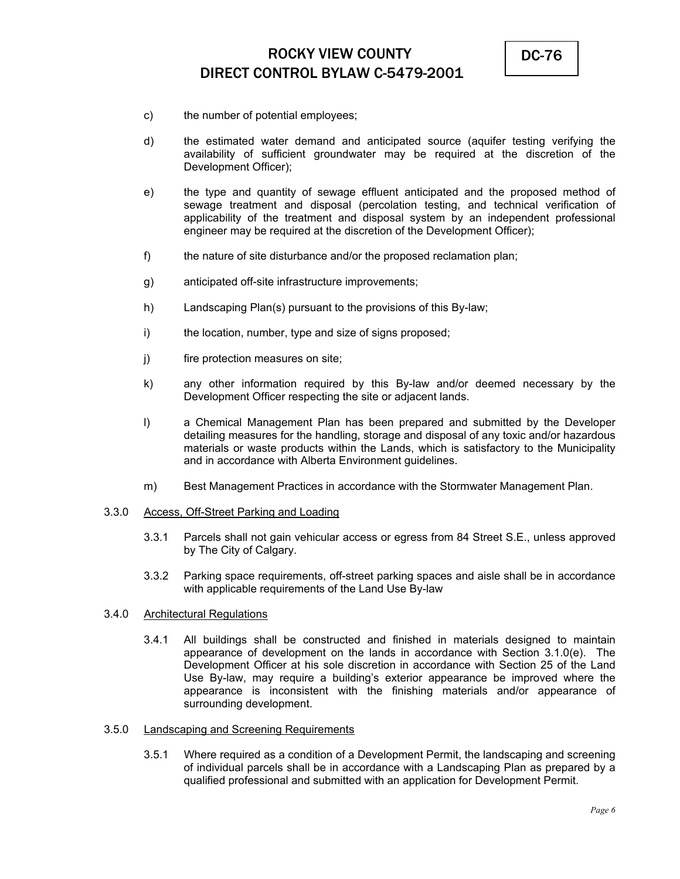c) the number of potential employees;

d) the estimated water demand and anticipated source (aquifer testing verifying the availability of sufficient groundwater may be required at the discretion of the Development Officer);

e) the type and quantity of sewage effluent anticipated and the proposed method of sewage treatment and disposal (percolation testing, and technical verification of applicability of the treatment and disposal system by an independent professional engineer may be required at the discretion of the Development Officer);

f) the nature of site disturbance and/or the proposed reclamation plan;

g) anticipated off-site infrastructure improvements;

h) Landscaping Plan(s) pursuant to the provisions of this By-law;

i) the location, number, type and size of signs proposed;

j) fire protection measures on site;

k) any other information required by this By-law and/or deemed necessary by the Development Officer respecting the site or adjacent lands.

l) a Chemical Management Plan has been prepared and submitted by the Developer detailing measures for the handling, storage and disposal of any toxic and/or hazardous materials or waste products within the Lands, which is satisfactory to the Municipality and in accordance with Alberta Environment guidelines.

m) Best Management Practices in accordance with the Stormwater Management Plan.

3.3.0 Access, Off-Street Parking and Loading

3.3.1 Parcels shall not gain vehicular access or egress from 84 Street S.E., unless approved by The City of Calgary.

3.3.2 Parking space requirements, off-street parking spaces and aisle shall be in accordance with applicable requirements of the Land Use By-law

3.4.0 Architectural Regulations

3.4.1 All buildings shall be constructed and finished in materials designed to maintain appearance of development on the lands in accordance with Section 3.1.0(e). The Development Officer at his sole discretion in accordance with Section 25 of the Land Use By-law, may require a building's exterior appearance be improved where the appearance is inconsistent with the finishing materials and/or appearance of surrounding development.

3.5.0 Landscaping and Screening Requirements

3.5.1 Where required as a condition of a Development Permit, the landscaping and screening of individual parcels shall be in accordance with a Landscaping Plan as prepared by a qualified professional and submitted with an application for Development Permit.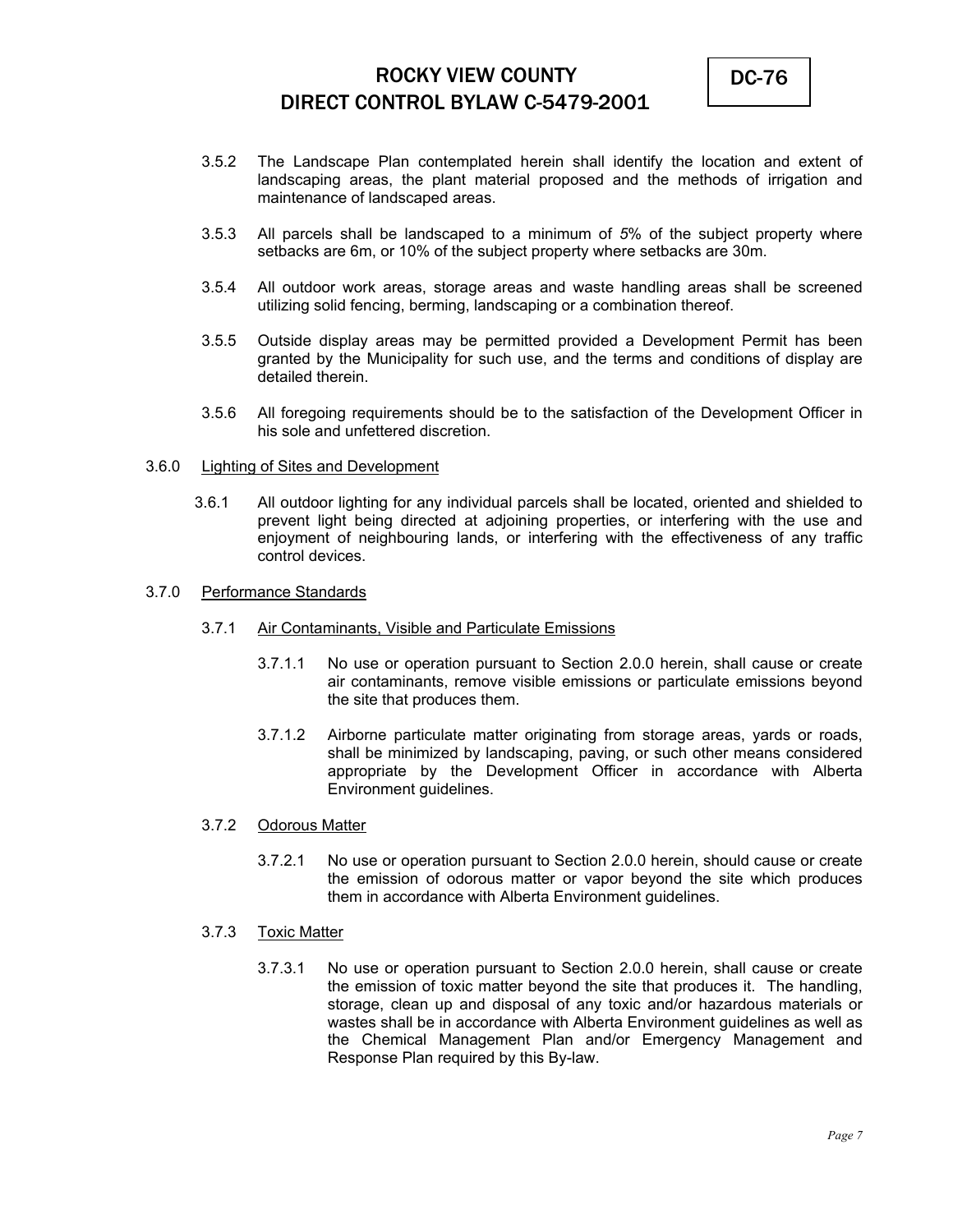3.5.2 The Landscape Plan contemplated herein shall identify the location and extent of landscaping areas, the plant material proposed and the methods of irrigation and maintenance of landscaped areas.

3.5.3 All parcels shall be landscaped to a minimum of 5% of the subject property where setbacks are 6m, or 10% of the subject property where setbacks are 30m.

3.5.4 All outdoor work areas, storage areas and waste handling areas shall be screened utilizing solid fencing, berming, landscaping or a combination thereof.

3.5.5 Outside display areas may be permitted provided a Development Permit has been granted by the Municipality for such use, and the terms and conditions of display are detailed therein.

3.5.6 All foregoing requirements should be to the satisfaction of the Development Officer in his sole and unfettered discretion.

3.6.0 Lighting of Sites and Development

3.6.1 All outdoor lighting for any individual parcels shall be located, oriented and shielded to prevent light being directed at adjoining properties, or interfering with the use and enjoyment of neighbouring lands, or interfering with the effectiveness of any traffic control devices.

3.7.0 Performance Standards

3.7.1 Air Contaminants, Visible and Particulate Emissions

3.7.1.1 No use or operation pursuant to Section 2.0.0 herein, shall cause or create air contaminants, remove visible emissions or particulate emissions beyond the site that produces them.

3.7.1.2 Airborne particulate matter originating from storage areas, yards or roads, shall be minimized by landscaping, paving, or such other means considered appropriate by the Development Officer in accordance with Alberta Environment guidelines.

3.7.2 Odorous Matter

3.7.2.1 No use or operation pursuant to Section 2.0.0 herein, should cause or create the emission of odorous matter or vapor beyond the site which produces them in accordance with Alberta Environment guidelines.

3.7.3 Toxic Matter

3.7.3.1 No use or operation pursuant to Section 2.0.0 herein, shall cause or create the emission of toxic matter beyond the site that produces it. The handling, storage, clean up and disposal of any toxic and/or hazardous materials or wastes shall be in accordance with Alberta Environment guidelines as well as the Chemical Management Plan and/or Emergency Management and Response Plan required by this By-law.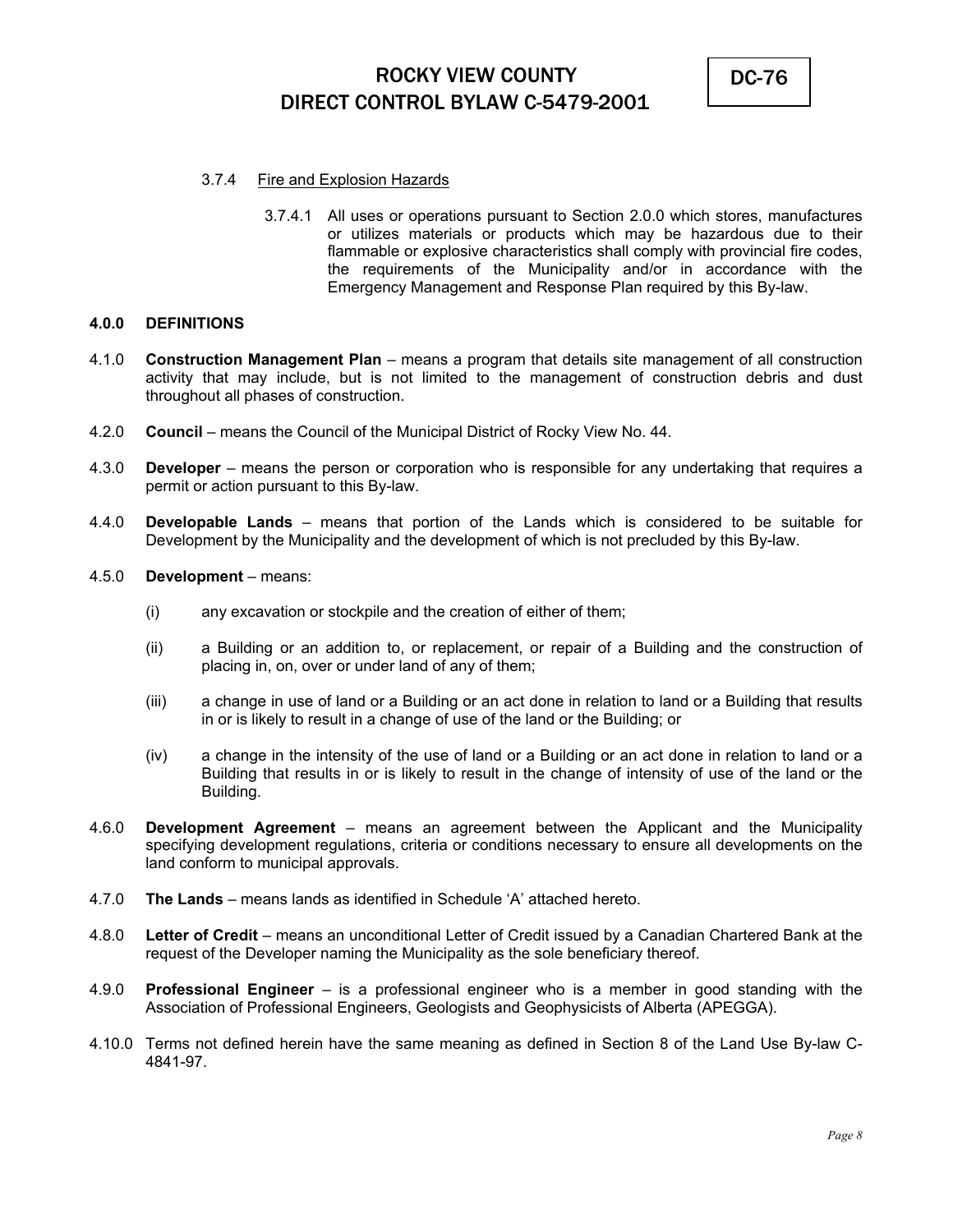3.7.4 Fire and Explosion Hazards

3.7.4.1 All uses or operations pursuant to Section 2.0.0 which stores, manufactures or utilizes materials or products which may be hazardous due to their flammable or explosive characteristics shall comply with provincial fire codes, the requirements of the Municipality and/or in accordance with the Emergency Management and Response Plan required by this By-law.

## 4.0.0 DEFINITIONS

4.1.0 **Construction Management Plan** – means a program that details site management of all construction activity that may include, but is not limited to the management of construction debris and dust throughout all phases of construction.

4.2.0 **Council** – means the Council of the Municipal District of Rocky View No. 44.

4.3.0 **Developer** – means the person or corporation who is responsible for any undertaking that requires a permit or action pursuant to this By-law.

4.4.0 **Developable Lands** – means that portion of the Lands which is considered to be suitable for Development by the Municipality and the development of which is not precluded by this By-law.

4.5.0 **Development** – means:

(i) any excavation or stockpile and the creation of either of them;

(ii) a Building or an addition to, or replacement, or repair of a Building and the construction of placing in, on, over or under land of any of them;

(iii) a change in use of land or a Building or an act done in relation to land or a Building that results in or is likely to result in a change of use of the land or the Building; or

(iv) a change in the intensity of the use of land or a Building or an act done in relation to land or a Building that results in or is likely to result in the change of intensity of use of the land or the Building.

4.6.0 **Development Agreement** – means an agreement between the Applicant and the Municipality specifying development regulations, criteria or conditions necessary to ensure all developments on the land conform to municipal approvals.

4.7.0 **The Lands** – means lands as identified in Schedule 'A' attached hereto.

4.8.0 **Letter of Credit** – means an unconditional Letter of Credit issued by a Canadian Chartered Bank at the request of the Developer naming the Municipality as the sole beneficiary thereof.

4.9.0 **Professional Engineer** – is a professional engineer who is a member in good standing with the Association of Professional Engineers, Geologists and Geophysicists of Alberta (APEGGA).

4.10.0 Terms not defined herein have the same meaning as defined in Section 8 of the Land Use By-law C-4841-97.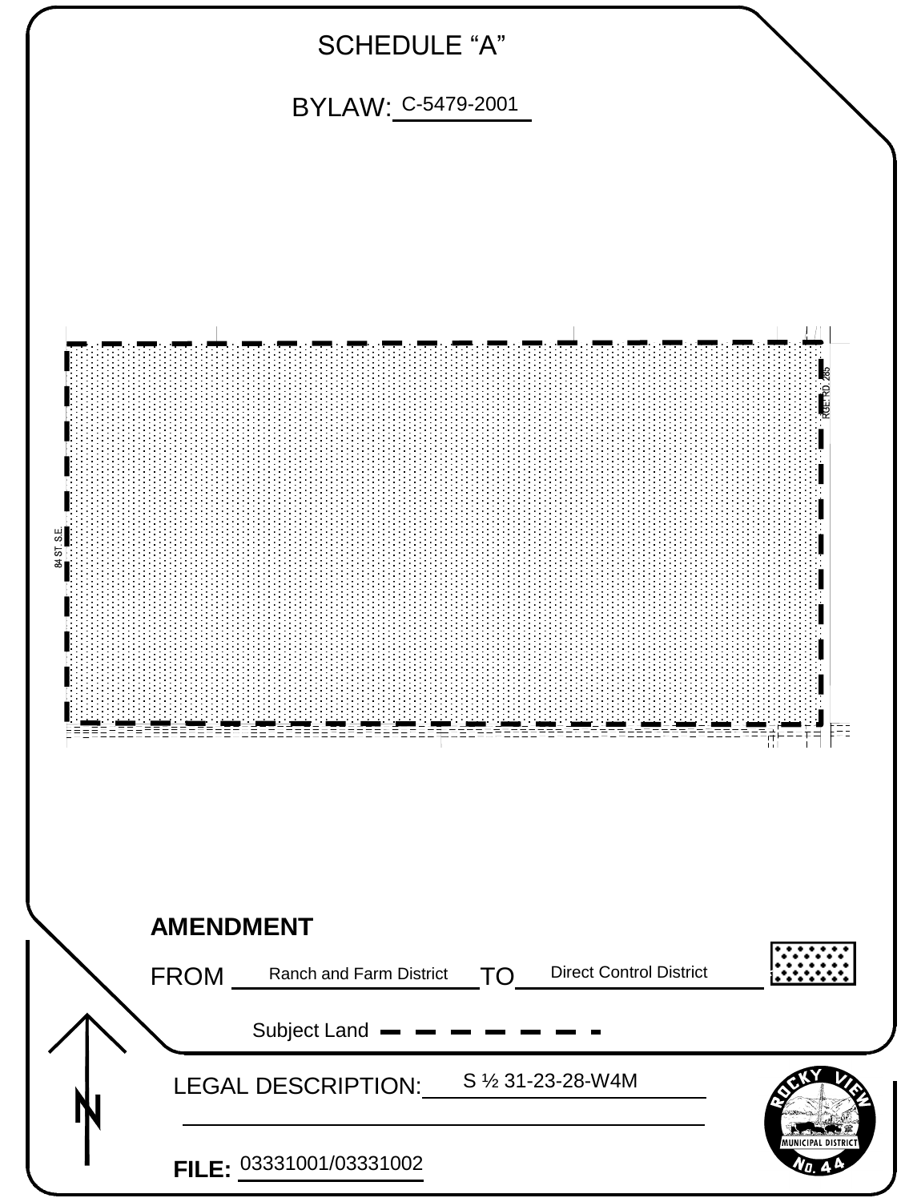# SCHEDULE "A"

BYLAW: C-5479-2001

RGE. RD. 285

84 ST. S.E.

**AMENDMENT**

FROM Ranch and Farm District TO Direct Control District

Subject Land

LEGAL DESCRIPTION: S ½ 31-23-28-W4M

**FILE:** 03331001/03331002

ROCKY VIEW MUNICIPAL DISTRICT No. 44